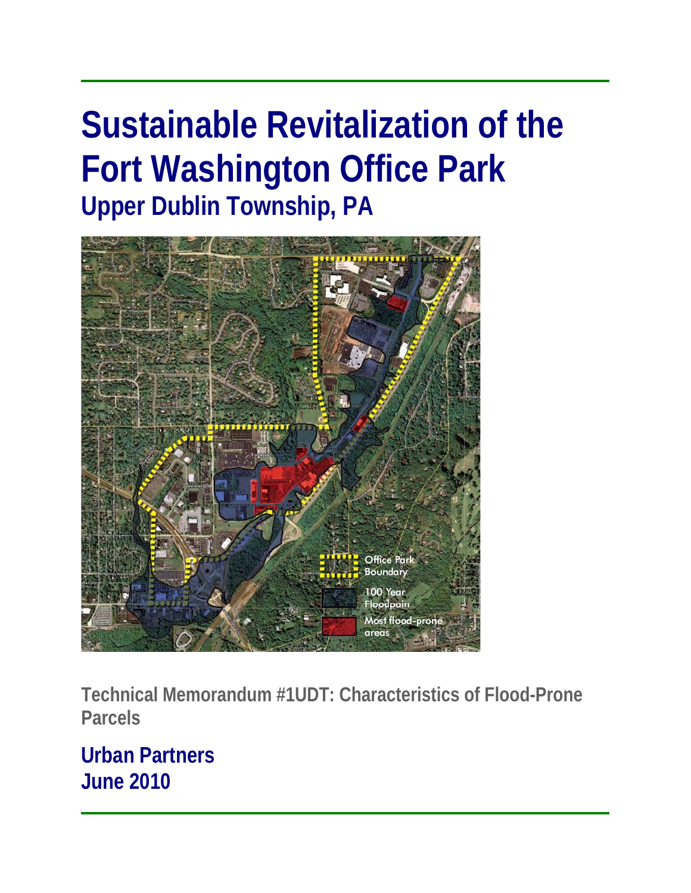# Sustainable Revitalization of the Fort Washington Office Park

## Upper Dublin Township, PA

Office Park Boundary

100 Year Floodpain

Most flood-prone areas

**Technical Memorandum #1UDT: Characteristics of Flood-Prone Parcels**

**Urban Partners**
**June 2010**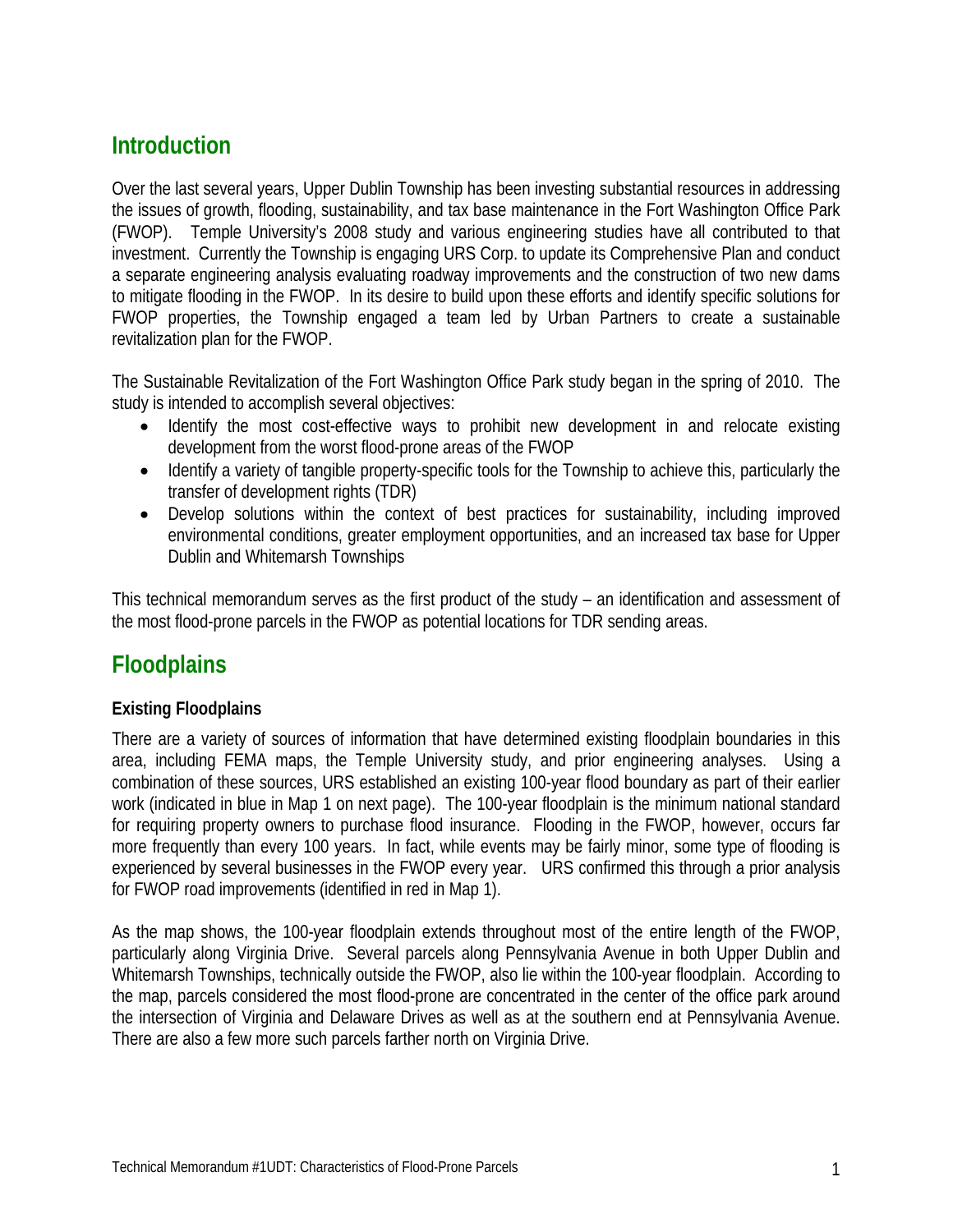## Introduction

Over the last several years, Upper Dublin Township has been investing substantial resources in addressing the issues of growth, flooding, sustainability, and tax base maintenance in the Fort Washington Office Park (FWOP). Temple University's 2008 study and various engineering studies have all contributed to that investment. Currently the Township is engaging URS Corp. to update its Comprehensive Plan and conduct a separate engineering analysis evaluating roadway improvements and the construction of two new dams to mitigate flooding in the FWOP. In its desire to build upon these efforts and identify specific solutions for FWOP properties, the Township engaged a team led by Urban Partners to create a sustainable revitalization plan for the FWOP.

The Sustainable Revitalization of the Fort Washington Office Park study began in the spring of 2010. The study is intended to accomplish several objectives:

- Identify the most cost-effective ways to prohibit new development in and relocate existing development from the worst flood-prone areas of the FWOP
- Identify a variety of tangible property-specific tools for the Township to achieve this, particularly the transfer of development rights (TDR)
- Develop solutions within the context of best practices for sustainability, including improved environmental conditions, greater employment opportunities, and an increased tax base for Upper Dublin and Whitemarsh Townships

This technical memorandum serves as the first product of the study – an identification and assessment of the most flood-prone parcels in the FWOP as potential locations for TDR sending areas.

## Floodplains

### Existing Floodplains

There are a variety of sources of information that have determined existing floodplain boundaries in this area, including FEMA maps, the Temple University study, and prior engineering analyses. Using a combination of these sources, URS established an existing 100-year flood boundary as part of their earlier work (indicated in blue in Map 1 on next page). The 100-year floodplain is the minimum national standard for requiring property owners to purchase flood insurance. Flooding in the FWOP, however, occurs far more frequently than every 100 years. In fact, while events may be fairly minor, some type of flooding is experienced by several businesses in the FWOP every year. URS confirmed this through a prior analysis for FWOP road improvements (identified in red in Map 1).

As the map shows, the 100-year floodplain extends throughout most of the entire length of the FWOP, particularly along Virginia Drive. Several parcels along Pennsylvania Avenue in both Upper Dublin and Whitemarsh Townships, technically outside the FWOP, also lie within the 100-year floodplain. According to the map, parcels considered the most flood-prone are concentrated in the center of the office park around the intersection of Virginia and Delaware Drives as well as at the southern end at Pennsylvania Avenue. There are also a few more such parcels farther north on Virginia Drive.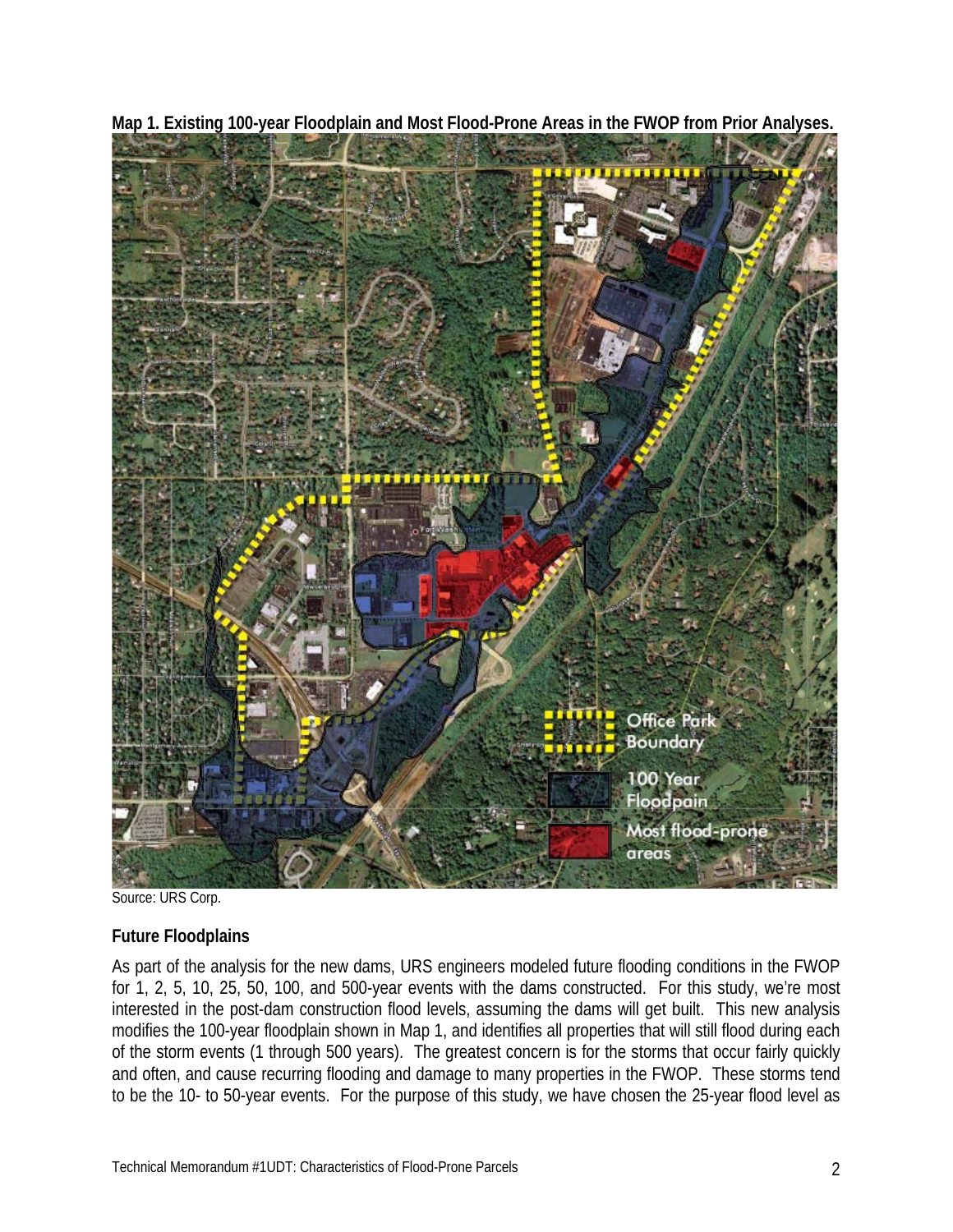**Map 1. Existing 100-year Floodplain and Most Flood-Prone Areas in the FWOP from Prior Analyses.**

Source: URS Corp.

## Future Floodplains

As part of the analysis for the new dams, URS engineers modeled future flooding conditions in the FWOP for 1, 2, 5, 10, 25, 50, 100, and 500-year events with the dams constructed. For this study, we're most interested in the post-dam construction flood levels, assuming the dams will get built. This new analysis modifies the 100-year floodplain shown in Map 1, and identifies all properties that will still flood during each of the storm events (1 through 500 years). The greatest concern is for the storms that occur fairly quickly and often, and cause recurring flooding and damage to many properties in the FWOP. These storms tend to be the 10- to 50-year events. For the purpose of this study, we have chosen the 25-year flood level as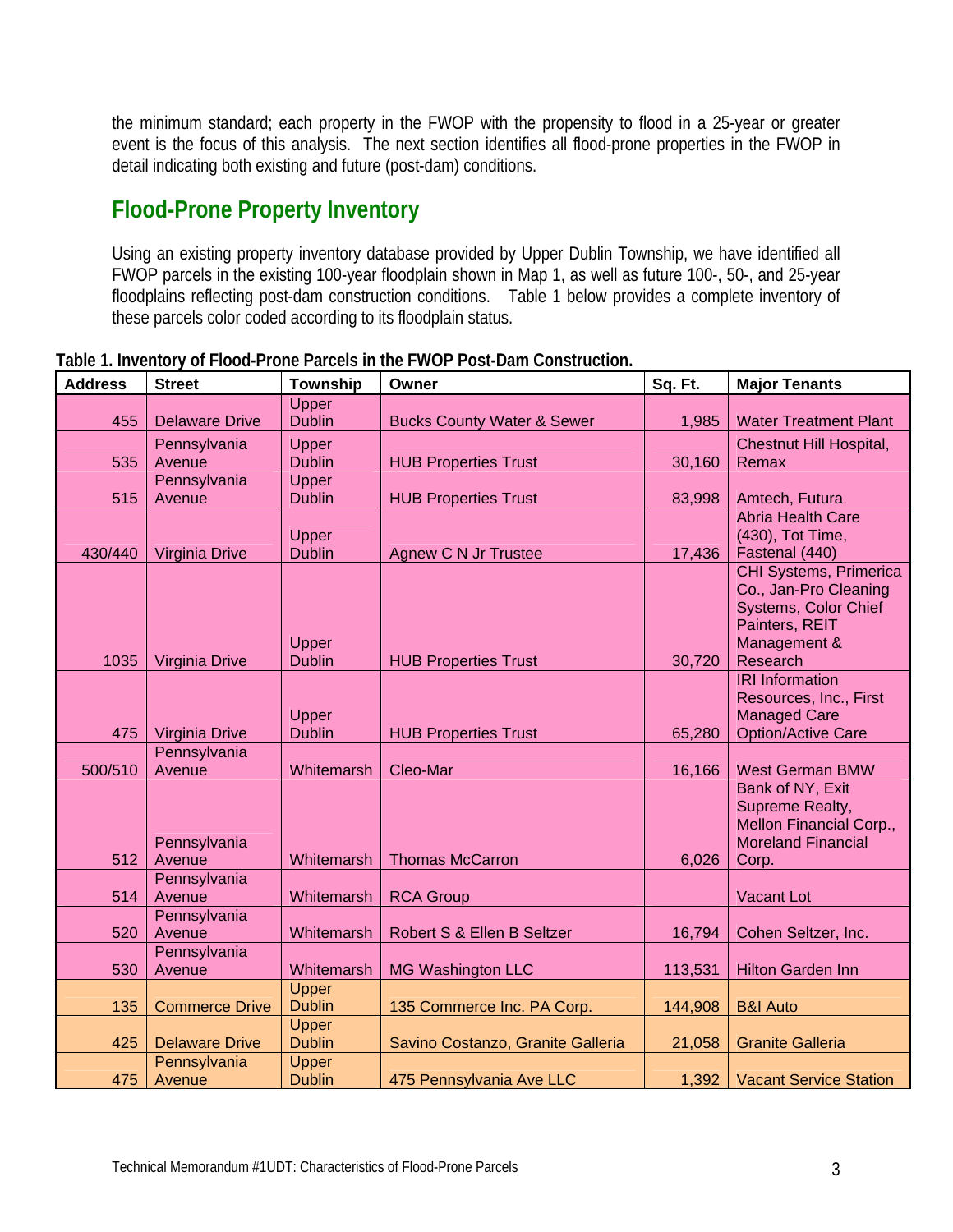the minimum standard; each property in the FWOP with the propensity to flood in a 25-year or greater event is the focus of this analysis. The next section identifies all flood-prone properties in the FWOP in detail indicating both existing and future (post-dam) conditions.

## Flood-Prone Property Inventory

Using an existing property inventory database provided by Upper Dublin Township, we have identified all FWOP parcels in the existing 100-year floodplain shown in Map 1, as well as future 100-, 50-, and 25-year floodplains reflecting post-dam construction conditions. Table 1 below provides a complete inventory of these parcels color coded according to its floodplain status.

**Table 1. Inventory of Flood-Prone Parcels in the FWOP Post-Dam Construction.**

| Address | Street | Township | Owner | Sq. Ft. | Major Tenants |
|---|---|---|---|---|---|
| 455 | Delaware Drive | Upper Dublin | Bucks County Water & Sewer | 1,985 | Water Treatment Plant |
| 535 | Pennsylvania Avenue | Upper Dublin | HUB Properties Trust | 30,160 | Chestnut Hill Hospital, Remax |
| 515 | Pennsylvania Avenue | Upper Dublin | HUB Properties Trust | 83,998 | Amtech, Futura |
| 430/440 | Virginia Drive | Upper Dublin | Agnew C N Jr Trustee | 17,436 | Abria Health Care (430), Tot Time, Fastenal (440) |
| 1035 | Virginia Drive | Upper Dublin | HUB Properties Trust | 30,720 | CHI Systems, Primerica Co., Jan-Pro Cleaning Systems, Color Chief Painters, REIT Management & Research |
| 475 | Virginia Drive | Upper Dublin | HUB Properties Trust | 65,280 | IRI Information Resources, Inc., First Managed Care Option/Active Care |
| 500/510 | Pennsylvania Avenue | Whitemarsh | Cleo-Mar | 16,166 | West German BMW |
| 512 | Pennsylvania Avenue | Whitemarsh | Thomas McCarron | 6,026 | Bank of NY, Exit Supreme Realty, Mellon Financial Corp., Moreland Financial Corp. |
| 514 | Pennsylvania Avenue | Whitemarsh | RCA Group | | Vacant Lot |
| 520 | Pennsylvania Avenue | Whitemarsh | Robert S & Ellen B Seltzer | 16,794 | Cohen Seltzer, Inc. |
| 530 | Pennsylvania Avenue | Whitemarsh | MG Washington LLC | 113,531 | Hilton Garden Inn |
| 135 | Commerce Drive | Upper Dublin | 135 Commerce Inc. PA Corp. | 144,908 | B&I Auto |
| 425 | Delaware Drive | Upper Dublin | Savino Costanzo, Granite Galleria | 21,058 | Granite Galleria |
| 475 | Pennsylvania Avenue | Upper Dublin | 475 Pennsylvania Ave LLC | 1,392 | Vacant Service Station |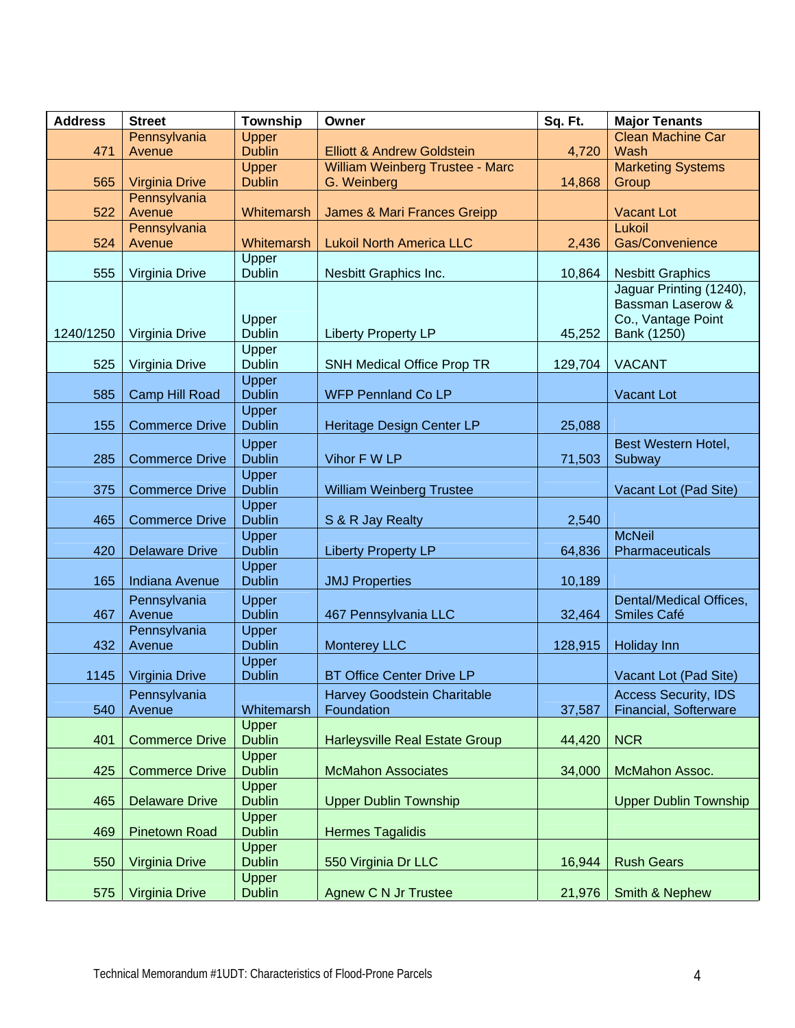| Address | Street | Township | Owner | Sq. Ft. | Major Tenants |
|---|---|---|---|---|---|
| 471 | Pennsylvania Avenue | Upper Dublin | Elliott & Andrew Goldstein | 4,720 | Clean Machine Car Wash |
| 565 | Virginia Drive | Upper Dublin | William Weinberg Trustee - Marc G. Weinberg | 14,868 | Marketing Systems Group |
| 522 | Pennsylvania Avenue | Whitemarsh | James & Mari Frances Greipp | | Vacant Lot |
| 524 | Pennsylvania Avenue | Whitemarsh | Lukoil North America LLC | 2,436 | Lukoil Gas/Convenience |
| 555 | Virginia Drive | Upper Dublin | Nesbitt Graphics Inc. | 10,864 | Nesbitt Graphics |
| 1240/1250 | Virginia Drive | Upper Dublin | Liberty Property LP | 45,252 | Jaguar Printing (1240), Bassman Laserow & Co., Vantage Point Bank (1250) |
| 525 | Virginia Drive | Upper Dublin | SNH Medical Office Prop TR | 129,704 | VACANT |
| 585 | Camp Hill Road | Upper Dublin | WFP Pennland Co LP | | Vacant Lot |
| 155 | Commerce Drive | Upper Dublin | Heritage Design Center LP | 25,088 | |
| 285 | Commerce Drive | Upper Dublin | Vihor F W LP | 71,503 | Best Western Hotel, Subway |
| 375 | Commerce Drive | Upper Dublin | William Weinberg Trustee | | Vacant Lot (Pad Site) |
| 465 | Commerce Drive | Upper Dublin | S & R Jay Realty | 2,540 | |
| 420 | Delaware Drive | Upper Dublin | Liberty Property LP | 64,836 | McNeil Pharmaceuticals |
| 165 | Indiana Avenue | Upper Dublin | JMJ Properties | 10,189 | |
| 467 | Pennsylvania Avenue | Upper Dublin | 467 Pennsylvania LLC | 32,464 | Dental/Medical Offices, Smiles Café |
| 432 | Pennsylvania Avenue | Upper Dublin | Monterey LLC | 128,915 | Holiday Inn |
| 1145 | Virginia Drive | Upper Dublin | BT Office Center Drive LP | | Vacant Lot (Pad Site) |
| 540 | Pennsylvania Avenue | Whitemarsh | Harvey Goodstein Charitable Foundation | 37,587 | Access Security, IDS Financial, Softerware |
| 401 | Commerce Drive | Upper Dublin | Harleysville Real Estate Group | 44,420 | NCR |
| 425 | Commerce Drive | Upper Dublin | McMahon Associates | 34,000 | McMahon Assoc. |
| 465 | Delaware Drive | Upper Dublin | Upper Dublin Township | | Upper Dublin Township |
| 469 | Pinetown Road | Upper Dublin | Hermes Tagalidis | | |
| 550 | Virginia Drive | Upper Dublin | 550 Virginia Dr LLC | 16,944 | Rush Gears |
| 575 | Virginia Drive | Upper Dublin | Agnew C N Jr Trustee | 21,976 | Smith & Nephew |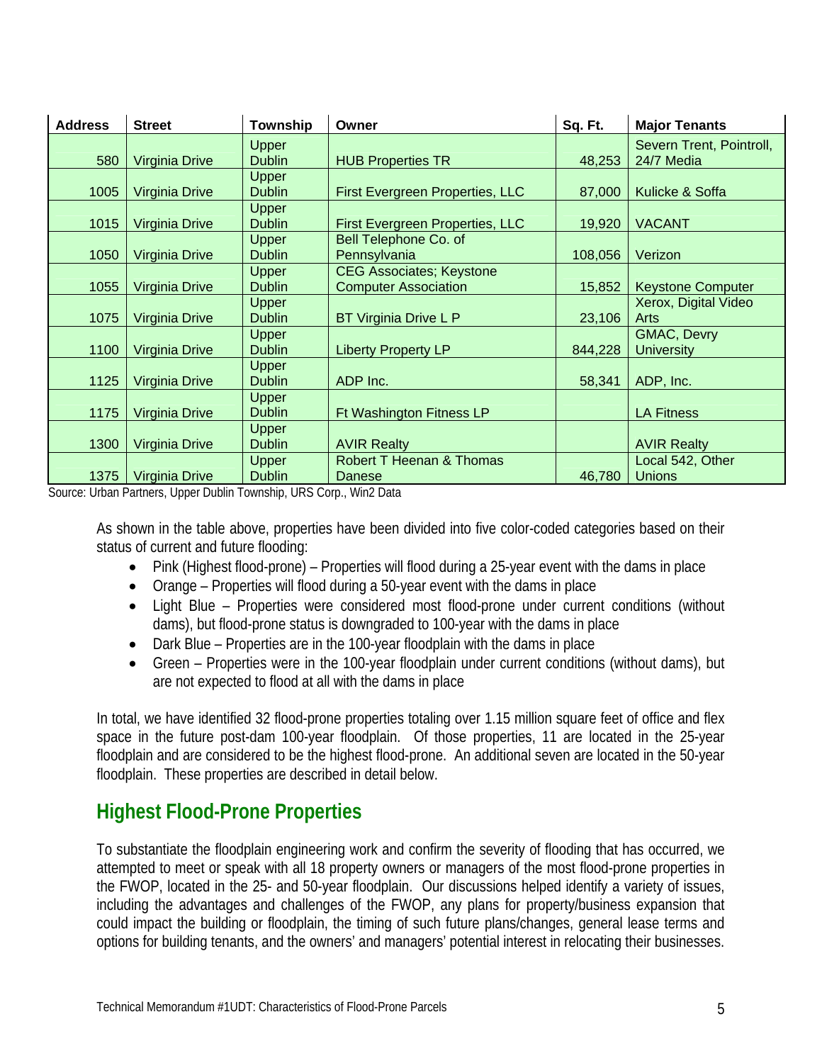| Address | Street | Township | Owner | Sq. Ft. | Major Tenants |
|---|---|---|---|---|---|
| 580 | Virginia Drive | Upper Dublin | HUB Properties TR | 48,253 | Severn Trent, Pointroll, 24/7 Media |
| 1005 | Virginia Drive | Upper Dublin | First Evergreen Properties, LLC | 87,000 | Kulicke & Soffa |
| 1015 | Virginia Drive | Upper Dublin | First Evergreen Properties, LLC | 19,920 | VACANT |
| 1050 | Virginia Drive | Upper Dublin | Bell Telephone Co. of Pennsylvania | 108,056 | Verizon |
| 1055 | Virginia Drive | Upper Dublin | CEG Associates; Keystone Computer Association | 15,852 | Keystone Computer |
| 1075 | Virginia Drive | Upper Dublin | BT Virginia Drive L P | 23,106 | Xerox, Digital Video Arts |
| 1100 | Virginia Drive | Upper Dublin | Liberty Property LP | 844,228 | GMAC, Devry University |
| 1125 | Virginia Drive | Upper Dublin | ADP Inc. | 58,341 | ADP, Inc. |
| 1175 | Virginia Drive | Upper Dublin | Ft Washington Fitness LP | | LA Fitness |
| 1300 | Virginia Drive | Upper Dublin | AVIR Realty | | AVIR Realty |
| 1375 | Virginia Drive | Upper Dublin | Robert T Heenan & Thomas Danese | 46,780 | Local 542, Other Unions |

Source: Urban Partners, Upper Dublin Township, URS Corp., Win2 Data

As shown in the table above, properties have been divided into five color-coded categories based on their status of current and future flooding:

- Pink (Highest flood-prone) – Properties will flood during a 25-year event with the dams in place
- Orange – Properties will flood during a 50-year event with the dams in place
- Light Blue – Properties were considered most flood-prone under current conditions (without dams), but flood-prone status is downgraded to 100-year with the dams in place
- Dark Blue – Properties are in the 100-year floodplain with the dams in place
- Green – Properties were in the 100-year floodplain under current conditions (without dams), but are not expected to flood at all with the dams in place

In total, we have identified 32 flood-prone properties totaling over 1.15 million square feet of office and flex space in the future post-dam 100-year floodplain. Of those properties, 11 are located in the 25-year floodplain and are considered to be the highest flood-prone. An additional seven are located in the 50-year floodplain. These properties are described in detail below.

## Highest Flood-Prone Properties

To substantiate the floodplain engineering work and confirm the severity of flooding that has occurred, we attempted to meet or speak with all 18 property owners or managers of the most flood-prone properties in the FWOP, located in the 25- and 50-year floodplain. Our discussions helped identify a variety of issues, including the advantages and challenges of the FWOP, any plans for property/business expansion that could impact the building or floodplain, the timing of such future plans/changes, general lease terms and options for building tenants, and the owners' and managers' potential interest in relocating their businesses.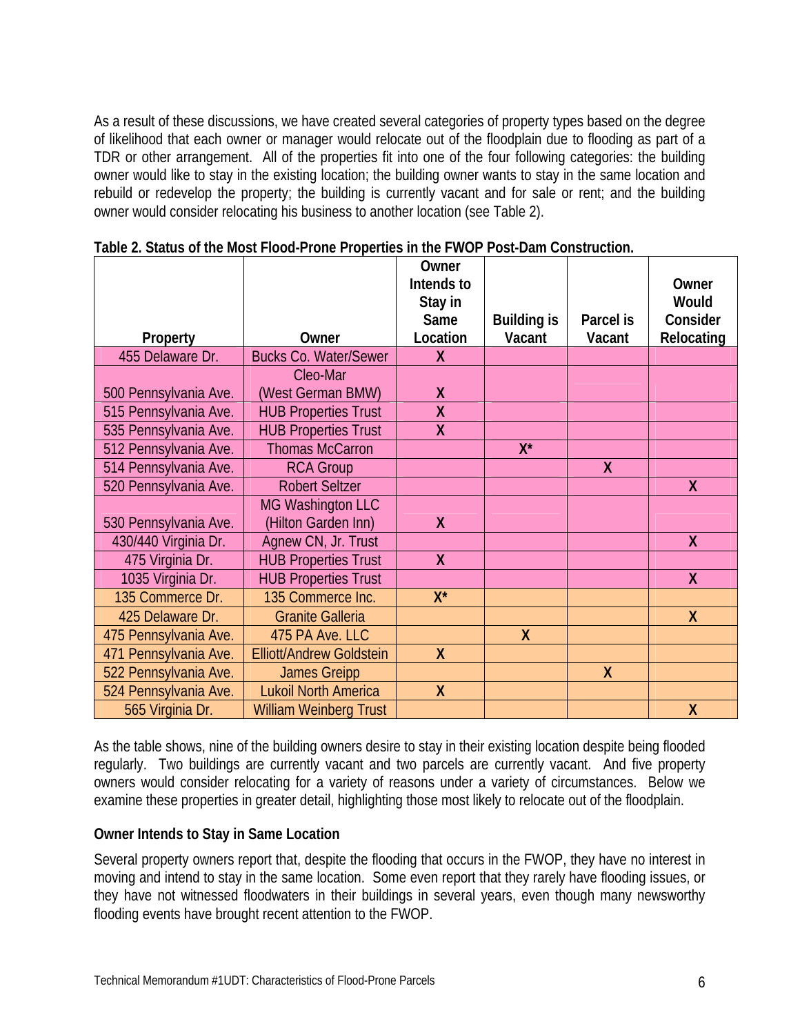As a result of these discussions, we have created several categories of property types based on the degree of likelihood that each owner or manager would relocate out of the floodplain due to flooding as part of a TDR or other arrangement. All of the properties fit into one of the four following categories: the building owner would like to stay in the existing location; the building owner wants to stay in the same location and rebuild or redevelop the property; the building is currently vacant and for sale or rent; and the building owner would consider relocating his business to another location (see Table 2).

**Table 2. Status of the Most Flood-Prone Properties in the FWOP Post-Dam Construction.**

| Property | Owner | Owner Intends to Stay in Same Location | Building is Vacant | Parcel is Vacant | Owner Would Consider Relocating |
|---|---|---|---|---|---|
| 455 Delaware Dr. | Bucks Co. Water/Sewer | X | | | |
| 500 Pennsylvania Ave. | Cleo-Mar (West German BMW) | X | | | |
| 515 Pennsylvania Ave. | HUB Properties Trust | X | | | |
| 535 Pennsylvania Ave. | HUB Properties Trust | X | | | |
| 512 Pennsylvania Ave. | Thomas McCarron | | X* | | |
| 514 Pennsylvania Ave. | RCA Group | | | X | |
| 520 Pennsylvania Ave. | Robert Seltzer | | | | X |
| 530 Pennsylvania Ave. | MG Washington LLC (Hilton Garden Inn) | X | | | |
| 430/440 Virginia Dr. | Agnew CN, Jr. Trust | | | | X |
| 475 Virginia Dr. | HUB Properties Trust | X | | | |
| 1035 Virginia Dr. | HUB Properties Trust | | | | X |
| 135 Commerce Dr. | 135 Commerce Inc. | X* | | | |
| 425 Delaware Dr. | Granite Galleria | | | | X |
| 475 Pennsylvania Ave. | 475 PA Ave. LLC | | X | | |
| 471 Pennsylvania Ave. | Elliott/Andrew Goldstein | X | | | |
| 522 Pennsylvania Ave. | James Greipp | | | X | |
| 524 Pennsylvania Ave. | Lukoil North America | X | | | |
| 565 Virginia Dr. | William Weinberg Trust | | | | X |

As the table shows, nine of the building owners desire to stay in their existing location despite being flooded regularly. Two buildings are currently vacant and two parcels are currently vacant. And five property owners would consider relocating for a variety of reasons under a variety of circumstances. Below we examine these properties in greater detail, highlighting those most likely to relocate out of the floodplain.

**Owner Intends to Stay in Same Location**

Several property owners report that, despite the flooding that occurs in the FWOP, they have no interest in moving and intend to stay in the same location. Some even report that they rarely have flooding issues, or they have not witnessed floodwaters in their buildings in several years, even though many newsworthy flooding events have brought recent attention to the FWOP.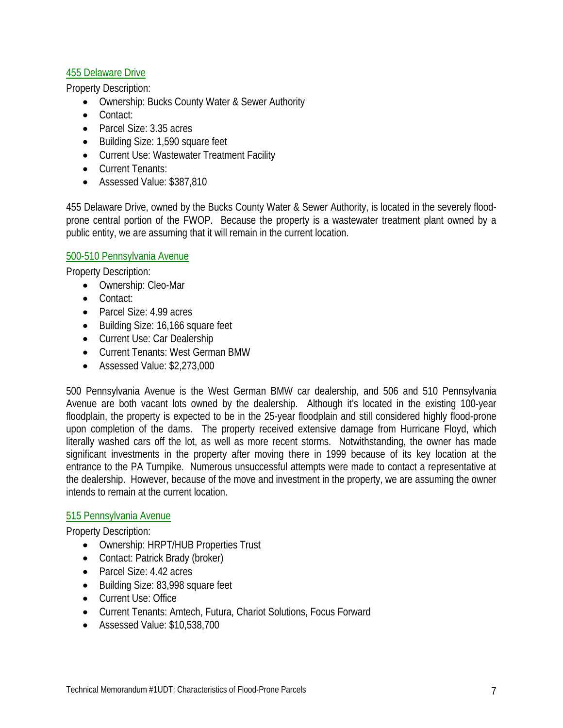### 455 Delaware Drive

Property Description:

- Ownership: Bucks County Water & Sewer Authority
- Contact:
- Parcel Size: 3.35 acres
- Building Size: 1,590 square feet
- Current Use: Wastewater Treatment Facility
- Current Tenants:
- Assessed Value: $387,810

455 Delaware Drive, owned by the Bucks County Water & Sewer Authority, is located in the severely flood-prone central portion of the FWOP. Because the property is a wastewater treatment plant owned by a public entity, we are assuming that it will remain in the current location.

### 500-510 Pennsylvania Avenue

Property Description:

- Ownership: Cleo-Mar
- Contact:
- Parcel Size: 4.99 acres
- Building Size: 16,166 square feet
- Current Use: Car Dealership
- Current Tenants: West German BMW
- Assessed Value: $2,273,000

500 Pennsylvania Avenue is the West German BMW car dealership, and 506 and 510 Pennsylvania Avenue are both vacant lots owned by the dealership. Although it's located in the existing 100-year floodplain, the property is expected to be in the 25-year floodplain and still considered highly flood-prone upon completion of the dams. The property received extensive damage from Hurricane Floyd, which literally washed cars off the lot, as well as more recent storms. Notwithstanding, the owner has made significant investments in the property after moving there in 1999 because of its key location at the entrance to the PA Turnpike. Numerous unsuccessful attempts were made to contact a representative at the dealership. However, because of the move and investment in the property, we are assuming the owner intends to remain at the current location.

### 515 Pennsylvania Avenue

Property Description:

- Ownership: HRPT/HUB Properties Trust
- Contact: Patrick Brady (broker)
- Parcel Size: 4.42 acres
- Building Size: 83,998 square feet
- Current Use: Office
- Current Tenants: Amtech, Futura, Chariot Solutions, Focus Forward
- Assessed Value: $10,538,700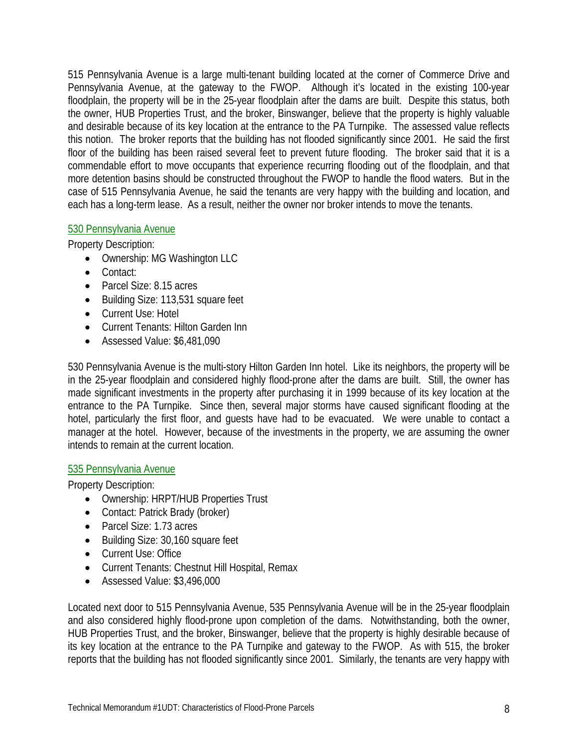515 Pennsylvania Avenue is a large multi-tenant building located at the corner of Commerce Drive and Pennsylvania Avenue, at the gateway to the FWOP. Although it's located in the existing 100-year floodplain, the property will be in the 25-year floodplain after the dams are built. Despite this status, both the owner, HUB Properties Trust, and the broker, Binswanger, believe that the property is highly valuable and desirable because of its key location at the entrance to the PA Turnpike. The assessed value reflects this notion. The broker reports that the building has not flooded significantly since 2001. He said the first floor of the building has been raised several feet to prevent future flooding. The broker said that it is a commendable effort to move occupants that experience recurring flooding out of the floodplain, and that more detention basins should be constructed throughout the FWOP to handle the flood waters. But in the case of 515 Pennsylvania Avenue, he said the tenants are very happy with the building and location, and each has a long-term lease. As a result, neither the owner nor broker intends to move the tenants.

### 530 Pennsylvania Avenue

Property Description:

- Ownership: MG Washington LLC
- Contact:
- Parcel Size: 8.15 acres
- Building Size: 113,531 square feet
- Current Use: Hotel
- Current Tenants: Hilton Garden Inn
- Assessed Value: $6,481,090

530 Pennsylvania Avenue is the multi-story Hilton Garden Inn hotel. Like its neighbors, the property will be in the 25-year floodplain and considered highly flood-prone after the dams are built. Still, the owner has made significant investments in the property after purchasing it in 1999 because of its key location at the entrance to the PA Turnpike. Since then, several major storms have caused significant flooding at the hotel, particularly the first floor, and guests have had to be evacuated. We were unable to contact a manager at the hotel. However, because of the investments in the property, we are assuming the owner intends to remain at the current location.

### 535 Pennsylvania Avenue

Property Description:

- Ownership: HRPT/HUB Properties Trust
- Contact: Patrick Brady (broker)
- Parcel Size: 1.73 acres
- Building Size: 30,160 square feet
- Current Use: Office
- Current Tenants: Chestnut Hill Hospital, Remax
- Assessed Value: $3,496,000

Located next door to 515 Pennsylvania Avenue, 535 Pennsylvania Avenue will be in the 25-year floodplain and also considered highly flood-prone upon completion of the dams. Notwithstanding, both the owner, HUB Properties Trust, and the broker, Binswanger, believe that the property is highly desirable because of its key location at the entrance to the PA Turnpike and gateway to the FWOP. As with 515, the broker reports that the building has not flooded significantly since 2001. Similarly, the tenants are very happy with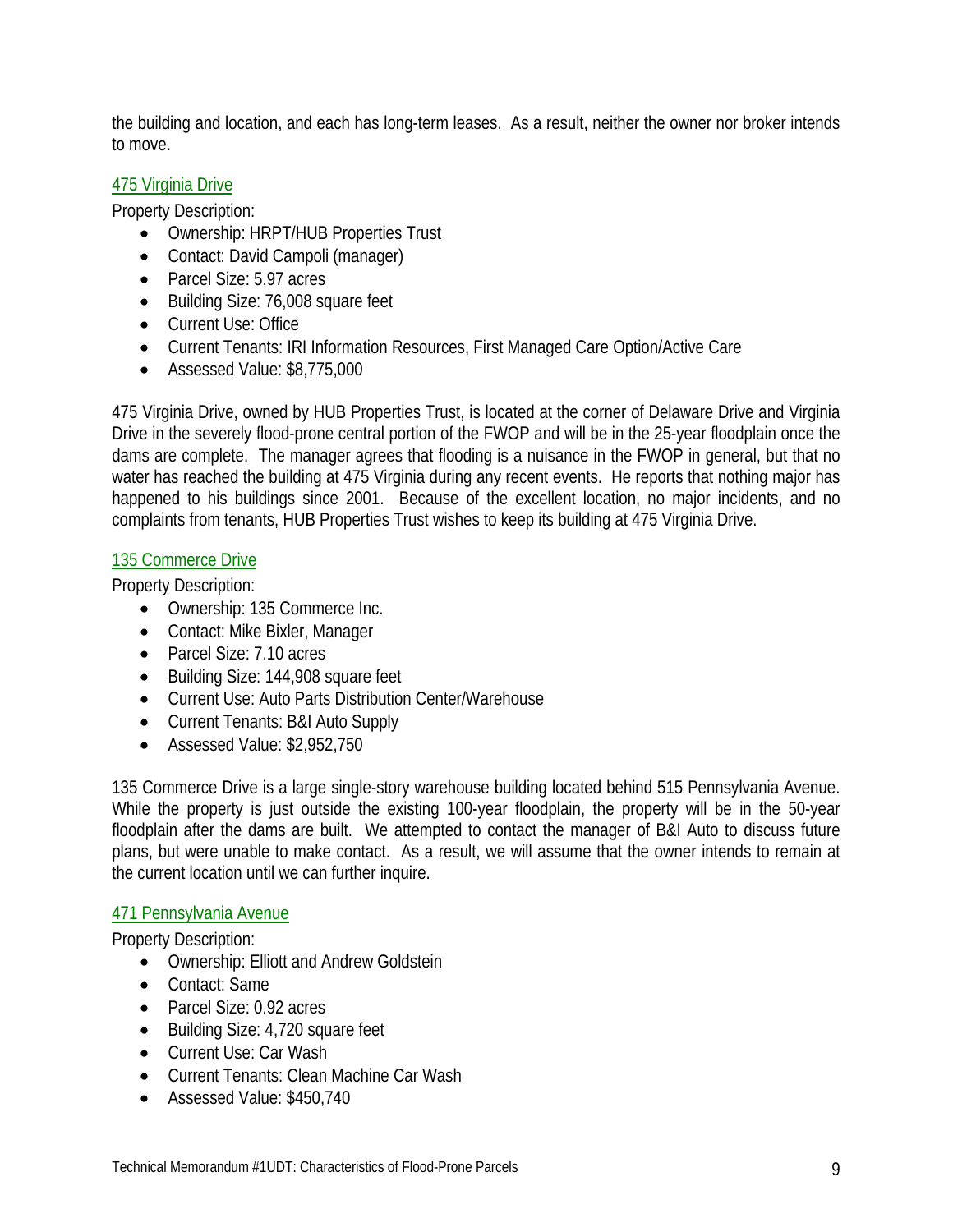the building and location, and each has long-term leases. As a result, neither the owner nor broker intends to move.

### 475 Virginia Drive

Property Description:

- Ownership: HRPT/HUB Properties Trust
- Contact: David Campoli (manager)
- Parcel Size: 5.97 acres
- Building Size: 76,008 square feet
- Current Use: Office
- Current Tenants: IRI Information Resources, First Managed Care Option/Active Care
- Assessed Value: $8,775,000

475 Virginia Drive, owned by HUB Properties Trust, is located at the corner of Delaware Drive and Virginia Drive in the severely flood-prone central portion of the FWOP and will be in the 25-year floodplain once the dams are complete. The manager agrees that flooding is a nuisance in the FWOP in general, but that no water has reached the building at 475 Virginia during any recent events. He reports that nothing major has happened to his buildings since 2001. Because of the excellent location, no major incidents, and no complaints from tenants, HUB Properties Trust wishes to keep its building at 475 Virginia Drive.

### 135 Commerce Drive

Property Description:

- Ownership: 135 Commerce Inc.
- Contact: Mike Bixler, Manager
- Parcel Size: 7.10 acres
- Building Size: 144,908 square feet
- Current Use: Auto Parts Distribution Center/Warehouse
- Current Tenants: B&I Auto Supply
- Assessed Value: $2,952,750

135 Commerce Drive is a large single-story warehouse building located behind 515 Pennsylvania Avenue. While the property is just outside the existing 100-year floodplain, the property will be in the 50-year floodplain after the dams are built. We attempted to contact the manager of B&I Auto to discuss future plans, but were unable to make contact. As a result, we will assume that the owner intends to remain at the current location until we can further inquire.

### 471 Pennsylvania Avenue

Property Description:

- Ownership: Elliott and Andrew Goldstein
- Contact: Same
- Parcel Size: 0.92 acres
- Building Size: 4,720 square feet
- Current Use: Car Wash
- Current Tenants: Clean Machine Car Wash
- Assessed Value: $450,740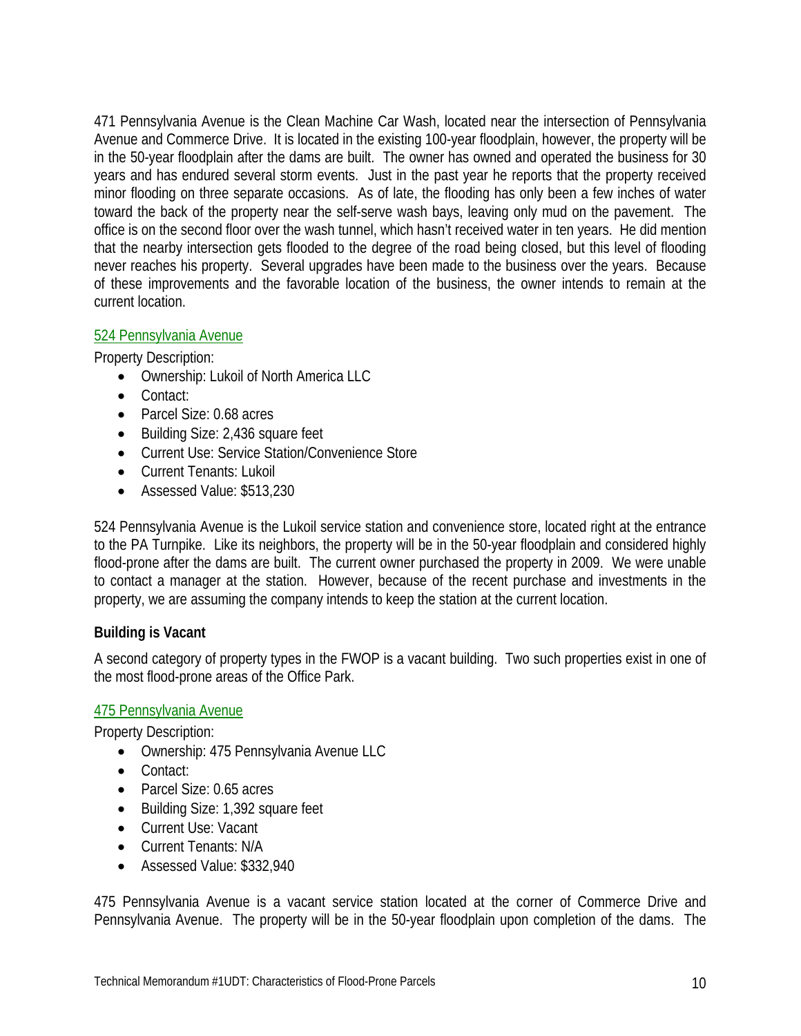471 Pennsylvania Avenue is the Clean Machine Car Wash, located near the intersection of Pennsylvania Avenue and Commerce Drive. It is located in the existing 100-year floodplain, however, the property will be in the 50-year floodplain after the dams are built. The owner has owned and operated the business for 30 years and has endured several storm events. Just in the past year he reports that the property received minor flooding on three separate occasions. As of late, the flooding has only been a few inches of water toward the back of the property near the self-serve wash bays, leaving only mud on the pavement. The office is on the second floor over the wash tunnel, which hasn't received water in ten years. He did mention that the nearby intersection gets flooded to the degree of the road being closed, but this level of flooding never reaches his property. Several upgrades have been made to the business over the years. Because of these improvements and the favorable location of the business, the owner intends to remain at the current location.

524 Pennsylvania Avenue

Property Description:

- Ownership: Lukoil of North America LLC
- Contact:
- Parcel Size: 0.68 acres
- Building Size: 2,436 square feet
- Current Use: Service Station/Convenience Store
- Current Tenants: Lukoil
- Assessed Value: $513,230

524 Pennsylvania Avenue is the Lukoil service station and convenience store, located right at the entrance to the PA Turnpike. Like its neighbors, the property will be in the 50-year floodplain and considered highly flood-prone after the dams are built. The current owner purchased the property in 2009. We were unable to contact a manager at the station. However, because of the recent purchase and investments in the property, we are assuming the company intends to keep the station at the current location.

**Building is Vacant**

A second category of property types in the FWOP is a vacant building. Two such properties exist in one of the most flood-prone areas of the Office Park.

475 Pennsylvania Avenue

Property Description:

- Ownership: 475 Pennsylvania Avenue LLC
- Contact:
- Parcel Size: 0.65 acres
- Building Size: 1,392 square feet
- Current Use: Vacant
- Current Tenants: N/A
- Assessed Value: $332,940

475 Pennsylvania Avenue is a vacant service station located at the corner of Commerce Drive and Pennsylvania Avenue. The property will be in the 50-year floodplain upon completion of the dams. The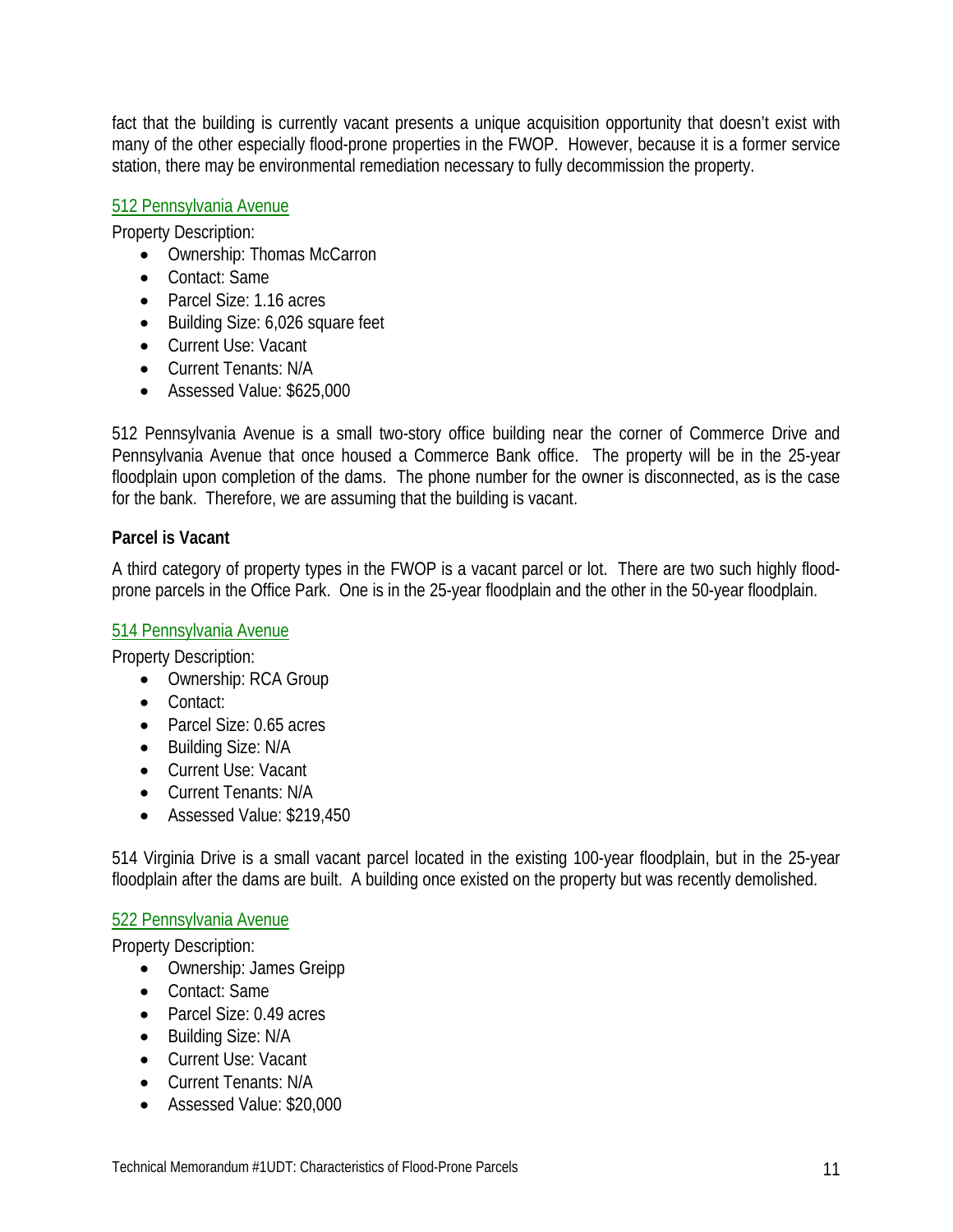fact that the building is currently vacant presents a unique acquisition opportunity that doesn't exist with many of the other especially flood-prone properties in the FWOP. However, because it is a former service station, there may be environmental remediation necessary to fully decommission the property.

512 Pennsylvania Avenue

Property Description:

- Ownership: Thomas McCarron
- Contact: Same
- Parcel Size: 1.16 acres
- Building Size: 6,026 square feet
- Current Use: Vacant
- Current Tenants: N/A
- Assessed Value: $625,000

512 Pennsylvania Avenue is a small two-story office building near the corner of Commerce Drive and Pennsylvania Avenue that once housed a Commerce Bank office. The property will be in the 25-year floodplain upon completion of the dams. The phone number for the owner is disconnected, as is the case for the bank. Therefore, we are assuming that the building is vacant.

**Parcel is Vacant**

A third category of property types in the FWOP is a vacant parcel or lot. There are two such highly flood-prone parcels in the Office Park. One is in the 25-year floodplain and the other in the 50-year floodplain.

514 Pennsylvania Avenue

Property Description:

- Ownership: RCA Group
- Contact:
- Parcel Size: 0.65 acres
- Building Size: N/A
- Current Use: Vacant
- Current Tenants: N/A
- Assessed Value: $219,450

514 Virginia Drive is a small vacant parcel located in the existing 100-year floodplain, but in the 25-year floodplain after the dams are built. A building once existed on the property but was recently demolished.

522 Pennsylvania Avenue

Property Description:

- Ownership: James Greipp
- Contact: Same
- Parcel Size: 0.49 acres
- Building Size: N/A
- Current Use: Vacant
- Current Tenants: N/A
- Assessed Value: $20,000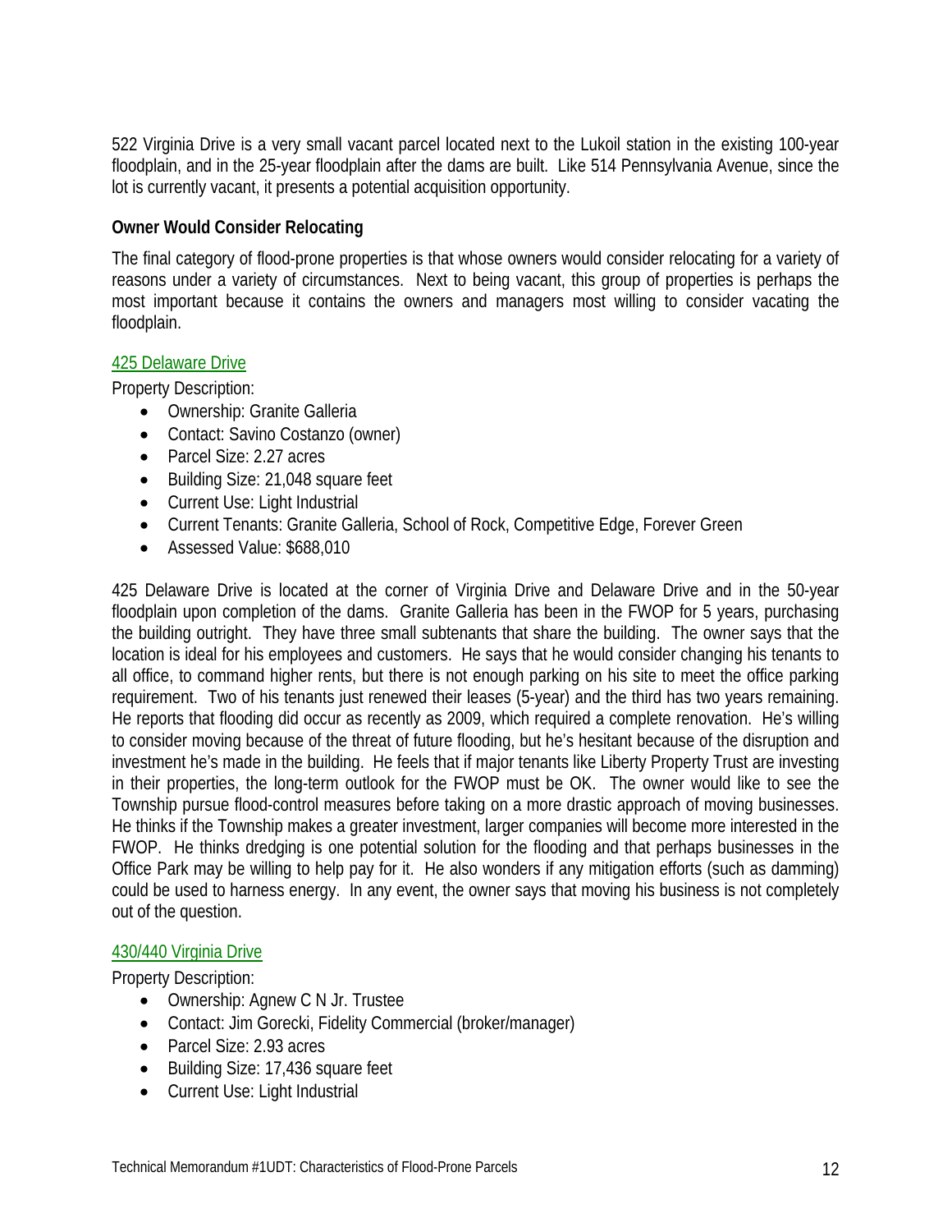522 Virginia Drive is a very small vacant parcel located next to the Lukoil station in the existing 100-year floodplain, and in the 25-year floodplain after the dams are built. Like 514 Pennsylvania Avenue, since the lot is currently vacant, it presents a potential acquisition opportunity.

### Owner Would Consider Relocating

The final category of flood-prone properties is that whose owners would consider relocating for a variety of reasons under a variety of circumstances. Next to being vacant, this group of properties is perhaps the most important because it contains the owners and managers most willing to consider vacating the floodplain.

#### 425 Delaware Drive

Property Description:

- Ownership: Granite Galleria
- Contact: Savino Costanzo (owner)
- Parcel Size: 2.27 acres
- Building Size: 21,048 square feet
- Current Use: Light Industrial
- Current Tenants: Granite Galleria, School of Rock, Competitive Edge, Forever Green
- Assessed Value: $688,010

425 Delaware Drive is located at the corner of Virginia Drive and Delaware Drive and in the 50-year floodplain upon completion of the dams. Granite Galleria has been in the FWOP for 5 years, purchasing the building outright. They have three small subtenants that share the building. The owner says that the location is ideal for his employees and customers. He says that he would consider changing his tenants to all office, to command higher rents, but there is not enough parking on his site to meet the office parking requirement. Two of his tenants just renewed their leases (5-year) and the third has two years remaining. He reports that flooding did occur as recently as 2009, which required a complete renovation. He's willing to consider moving because of the threat of future flooding, but he's hesitant because of the disruption and investment he's made in the building. He feels that if major tenants like Liberty Property Trust are investing in their properties, the long-term outlook for the FWOP must be OK. The owner would like to see the Township pursue flood-control measures before taking on a more drastic approach of moving businesses. He thinks if the Township makes a greater investment, larger companies will become more interested in the FWOP. He thinks dredging is one potential solution for the flooding and that perhaps businesses in the Office Park may be willing to help pay for it. He also wonders if any mitigation efforts (such as damming) could be used to harness energy. In any event, the owner says that moving his business is not completely out of the question.

#### 430/440 Virginia Drive

Property Description:

- Ownership: Agnew C N Jr. Trustee
- Contact: Jim Gorecki, Fidelity Commercial (broker/manager)
- Parcel Size: 2.93 acres
- Building Size: 17,436 square feet
- Current Use: Light Industrial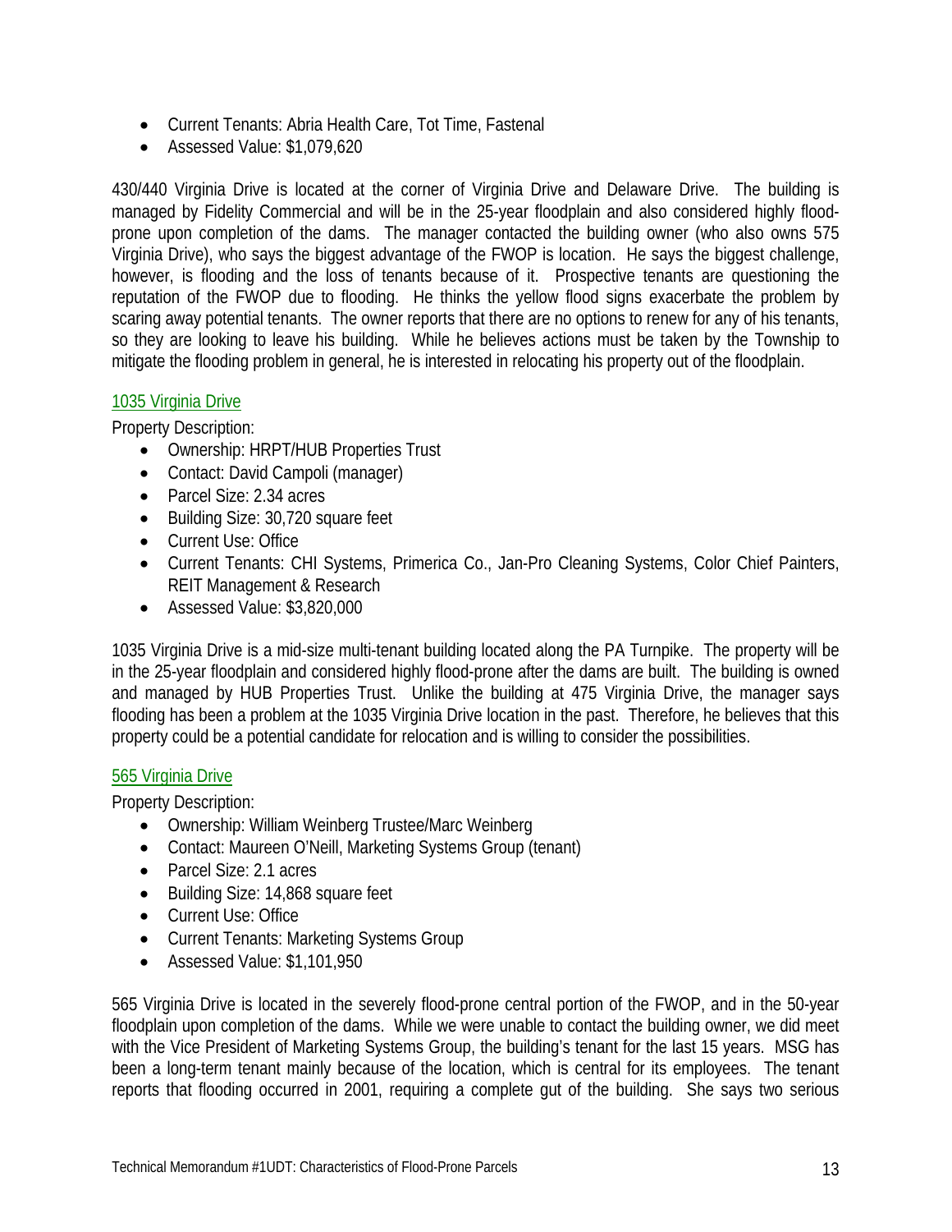- Current Tenants: Abria Health Care, Tot Time, Fastenal
- Assessed Value: $1,079,620

430/440 Virginia Drive is located at the corner of Virginia Drive and Delaware Drive. The building is managed by Fidelity Commercial and will be in the 25-year floodplain and also considered highly flood-prone upon completion of the dams. The manager contacted the building owner (who also owns 575 Virginia Drive), who says the biggest advantage of the FWOP is location. He says the biggest challenge, however, is flooding and the loss of tenants because of it. Prospective tenants are questioning the reputation of the FWOP due to flooding. He thinks the yellow flood signs exacerbate the problem by scaring away potential tenants. The owner reports that there are no options to renew for any of his tenants, so they are looking to leave his building. While he believes actions must be taken by the Township to mitigate the flooding problem in general, he is interested in relocating his property out of the floodplain.

#### 1035 Virginia Drive

Property Description:

- Ownership: HRPT/HUB Properties Trust
- Contact: David Campoli (manager)
- Parcel Size: 2.34 acres
- Building Size: 30,720 square feet
- Current Use: Office
- Current Tenants: CHI Systems, Primerica Co., Jan-Pro Cleaning Systems, Color Chief Painters, REIT Management & Research
- Assessed Value: $3,820,000

1035 Virginia Drive is a mid-size multi-tenant building located along the PA Turnpike. The property will be in the 25-year floodplain and considered highly flood-prone after the dams are built. The building is owned and managed by HUB Properties Trust. Unlike the building at 475 Virginia Drive, the manager says flooding has been a problem at the 1035 Virginia Drive location in the past. Therefore, he believes that this property could be a potential candidate for relocation and is willing to consider the possibilities.

#### 565 Virginia Drive

Property Description:

- Ownership: William Weinberg Trustee/Marc Weinberg
- Contact: Maureen O'Neill, Marketing Systems Group (tenant)
- Parcel Size: 2.1 acres
- Building Size: 14,868 square feet
- Current Use: Office
- Current Tenants: Marketing Systems Group
- Assessed Value: $1,101,950

565 Virginia Drive is located in the severely flood-prone central portion of the FWOP, and in the 50-year floodplain upon completion of the dams. While we were unable to contact the building owner, we did meet with the Vice President of Marketing Systems Group, the building's tenant for the last 15 years. MSG has been a long-term tenant mainly because of the location, which is central for its employees. The tenant reports that flooding occurred in 2001, requiring a complete gut of the building. She says two serious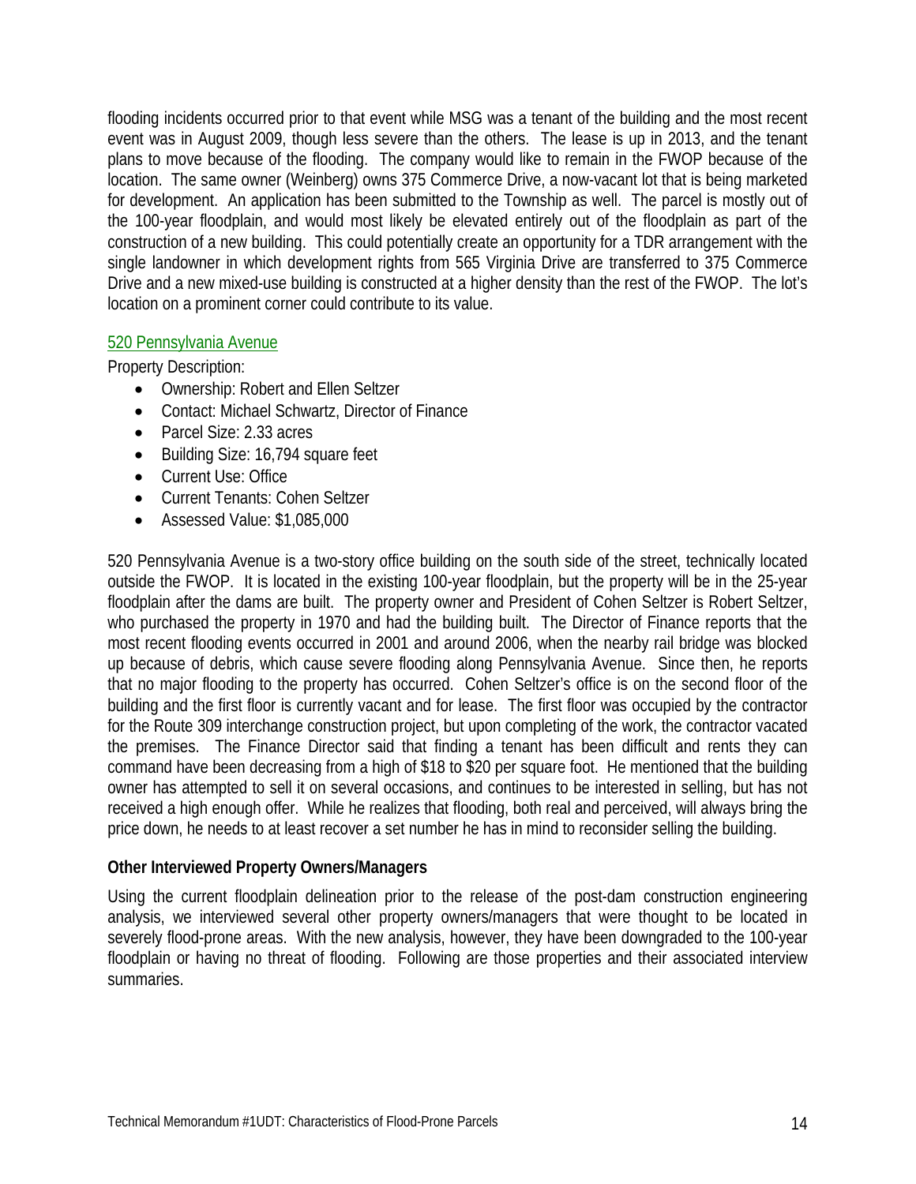flooding incidents occurred prior to that event while MSG was a tenant of the building and the most recent event was in August 2009, though less severe than the others. The lease is up in 2013, and the tenant plans to move because of the flooding. The company would like to remain in the FWOP because of the location. The same owner (Weinberg) owns 375 Commerce Drive, a now-vacant lot that is being marketed for development. An application has been submitted to the Township as well. The parcel is mostly out of the 100-year floodplain, and would most likely be elevated entirely out of the floodplain as part of the construction of a new building. This could potentially create an opportunity for a TDR arrangement with the single landowner in which development rights from 565 Virginia Drive are transferred to 375 Commerce Drive and a new mixed-use building is constructed at a higher density than the rest of the FWOP. The lot's location on a prominent corner could contribute to its value.

### 520 Pennsylvania Avenue

Property Description:

- Ownership: Robert and Ellen Seltzer
- Contact: Michael Schwartz, Director of Finance
- Parcel Size: 2.33 acres
- Building Size: 16,794 square feet
- Current Use: Office
- Current Tenants: Cohen Seltzer
- Assessed Value: $1,085,000

520 Pennsylvania Avenue is a two-story office building on the south side of the street, technically located outside the FWOP. It is located in the existing 100-year floodplain, but the property will be in the 25-year floodplain after the dams are built. The property owner and President of Cohen Seltzer is Robert Seltzer, who purchased the property in 1970 and had the building built. The Director of Finance reports that the most recent flooding events occurred in 2001 and around 2006, when the nearby rail bridge was blocked up because of debris, which cause severe flooding along Pennsylvania Avenue. Since then, he reports that no major flooding to the property has occurred. Cohen Seltzer's office is on the second floor of the building and the first floor is currently vacant and for lease. The first floor was occupied by the contractor for the Route 309 interchange construction project, but upon completing of the work, the contractor vacated the premises. The Finance Director said that finding a tenant has been difficult and rents they can command have been decreasing from a high of $18 to $20 per square foot. He mentioned that the building owner has attempted to sell it on several occasions, and continues to be interested in selling, but has not received a high enough offer. While he realizes that flooding, both real and perceived, will always bring the price down, he needs to at least recover a set number he has in mind to reconsider selling the building.

**Other Interviewed Property Owners/Managers**

Using the current floodplain delineation prior to the release of the post-dam construction engineering analysis, we interviewed several other property owners/managers that were thought to be located in severely flood-prone areas. With the new analysis, however, they have been downgraded to the 100-year floodplain or having no threat of flooding. Following are those properties and their associated interview summaries.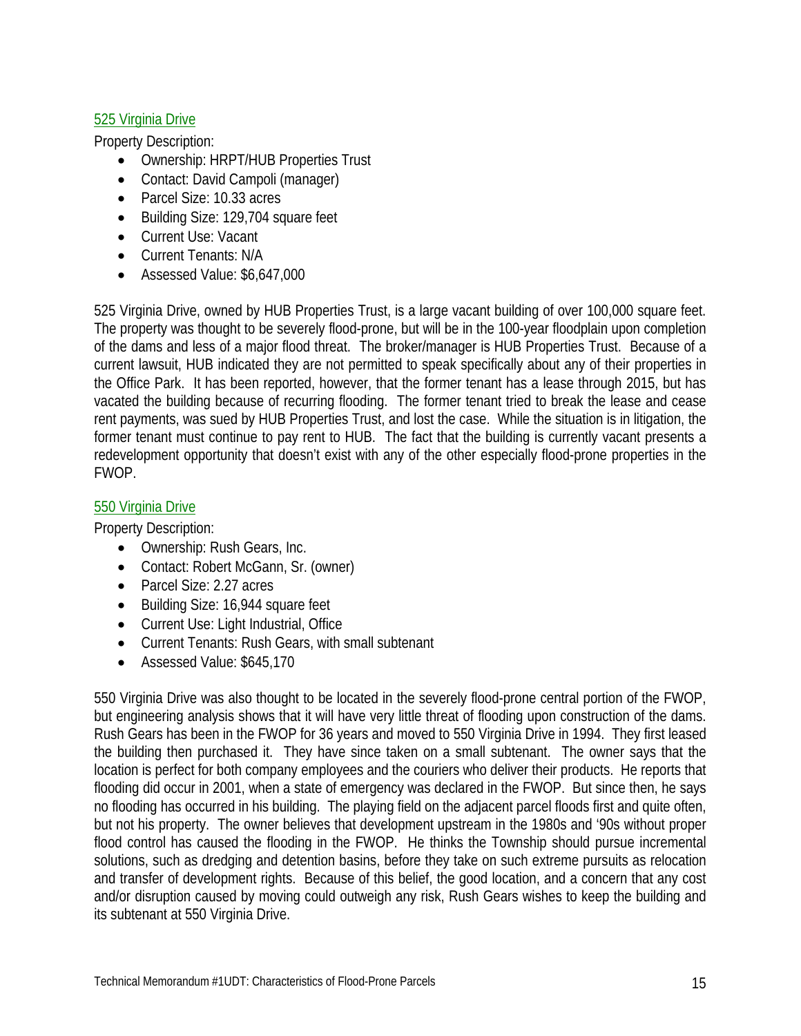### 525 Virginia Drive

Property Description:

- Ownership: HRPT/HUB Properties Trust
- Contact: David Campoli (manager)
- Parcel Size: 10.33 acres
- Building Size: 129,704 square feet
- Current Use: Vacant
- Current Tenants: N/A
- Assessed Value: $6,647,000

525 Virginia Drive, owned by HUB Properties Trust, is a large vacant building of over 100,000 square feet. The property was thought to be severely flood-prone, but will be in the 100-year floodplain upon completion of the dams and less of a major flood threat. The broker/manager is HUB Properties Trust. Because of a current lawsuit, HUB indicated they are not permitted to speak specifically about any of their properties in the Office Park. It has been reported, however, that the former tenant has a lease through 2015, but has vacated the building because of recurring flooding. The former tenant tried to break the lease and cease rent payments, was sued by HUB Properties Trust, and lost the case. While the situation is in litigation, the former tenant must continue to pay rent to HUB. The fact that the building is currently vacant presents a redevelopment opportunity that doesn't exist with any of the other especially flood-prone properties in the FWOP.

### 550 Virginia Drive

Property Description:

- Ownership: Rush Gears, Inc.
- Contact: Robert McGann, Sr. (owner)
- Parcel Size: 2.27 acres
- Building Size: 16,944 square feet
- Current Use: Light Industrial, Office
- Current Tenants: Rush Gears, with small subtenant
- Assessed Value: $645,170

550 Virginia Drive was also thought to be located in the severely flood-prone central portion of the FWOP, but engineering analysis shows that it will have very little threat of flooding upon construction of the dams. Rush Gears has been in the FWOP for 36 years and moved to 550 Virginia Drive in 1994. They first leased the building then purchased it. They have since taken on a small subtenant. The owner says that the location is perfect for both company employees and the couriers who deliver their products. He reports that flooding did occur in 2001, when a state of emergency was declared in the FWOP. But since then, he says no flooding has occurred in his building. The playing field on the adjacent parcel floods first and quite often, but not his property. The owner believes that development upstream in the 1980s and '90s without proper flood control has caused the flooding in the FWOP. He thinks the Township should pursue incremental solutions, such as dredging and detention basins, before they take on such extreme pursuits as relocation and transfer of development rights. Because of this belief, the good location, and a concern that any cost and/or disruption caused by moving could outweigh any risk, Rush Gears wishes to keep the building and its subtenant at 550 Virginia Drive.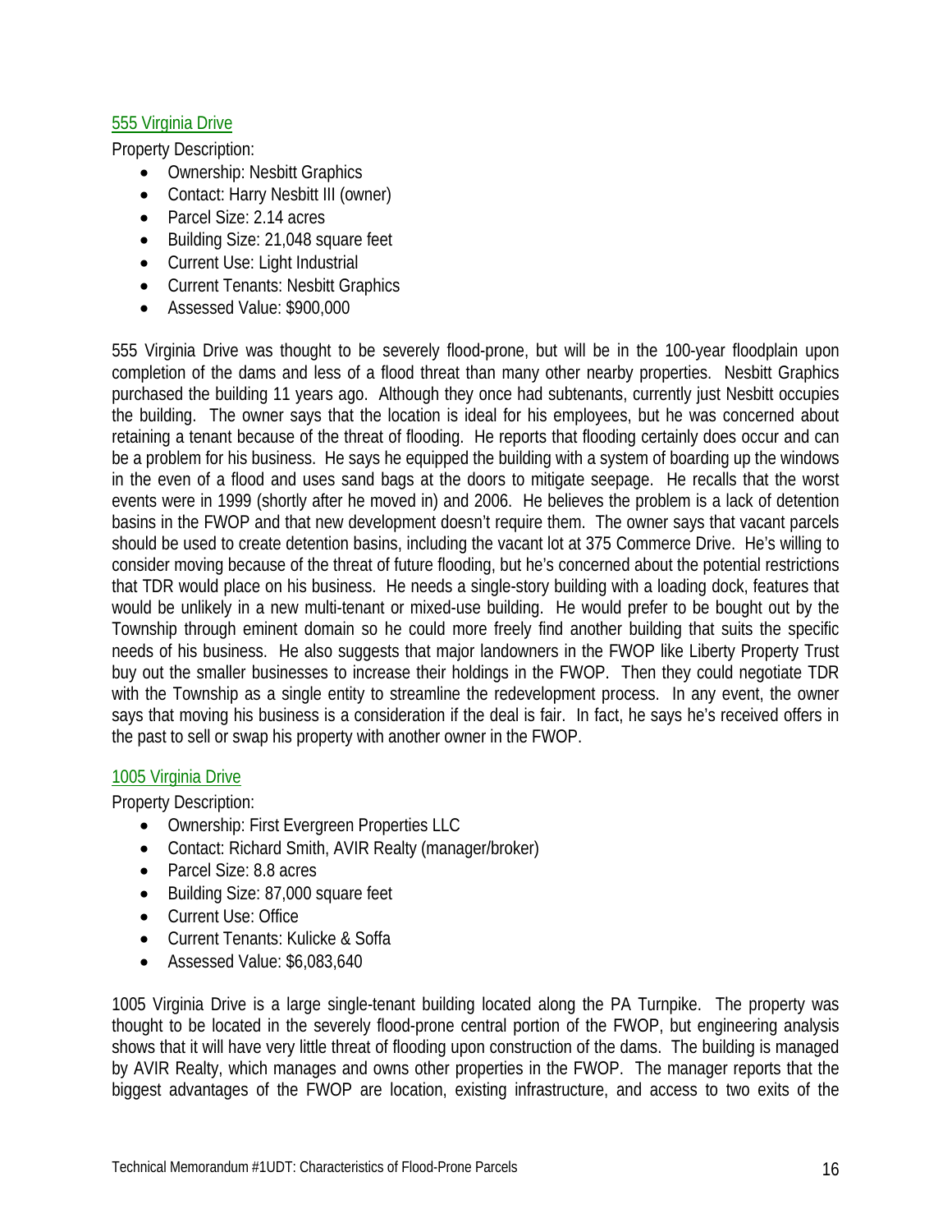### 555 Virginia Drive

Property Description:

- Ownership: Nesbitt Graphics
- Contact: Harry Nesbitt III (owner)
- Parcel Size: 2.14 acres
- Building Size: 21,048 square feet
- Current Use: Light Industrial
- Current Tenants: Nesbitt Graphics
- Assessed Value: $900,000

555 Virginia Drive was thought to be severely flood-prone, but will be in the 100-year floodplain upon completion of the dams and less of a flood threat than many other nearby properties. Nesbitt Graphics purchased the building 11 years ago. Although they once had subtenants, currently just Nesbitt occupies the building. The owner says that the location is ideal for his employees, but he was concerned about retaining a tenant because of the threat of flooding. He reports that flooding certainly does occur and can be a problem for his business. He says he equipped the building with a system of boarding up the windows in the even of a flood and uses sand bags at the doors to mitigate seepage. He recalls that the worst events were in 1999 (shortly after he moved in) and 2006. He believes the problem is a lack of detention basins in the FWOP and that new development doesn't require them. The owner says that vacant parcels should be used to create detention basins, including the vacant lot at 375 Commerce Drive. He's willing to consider moving because of the threat of future flooding, but he's concerned about the potential restrictions that TDR would place on his business. He needs a single-story building with a loading dock, features that would be unlikely in a new multi-tenant or mixed-use building. He would prefer to be bought out by the Township through eminent domain so he could more freely find another building that suits the specific needs of his business. He also suggests that major landowners in the FWOP like Liberty Property Trust buy out the smaller businesses to increase their holdings in the FWOP. Then they could negotiate TDR with the Township as a single entity to streamline the redevelopment process. In any event, the owner says that moving his business is a consideration if the deal is fair. In fact, he says he's received offers in the past to sell or swap his property with another owner in the FWOP.

### 1005 Virginia Drive

Property Description:

- Ownership: First Evergreen Properties LLC
- Contact: Richard Smith, AVIR Realty (manager/broker)
- Parcel Size: 8.8 acres
- Building Size: 87,000 square feet
- Current Use: Office
- Current Tenants: Kulicke & Soffa
- Assessed Value: $6,083,640

1005 Virginia Drive is a large single-tenant building located along the PA Turnpike. The property was thought to be located in the severely flood-prone central portion of the FWOP, but engineering analysis shows that it will have very little threat of flooding upon construction of the dams. The building is managed by AVIR Realty, which manages and owns other properties in the FWOP. The manager reports that the biggest advantages of the FWOP are location, existing infrastructure, and access to two exits of the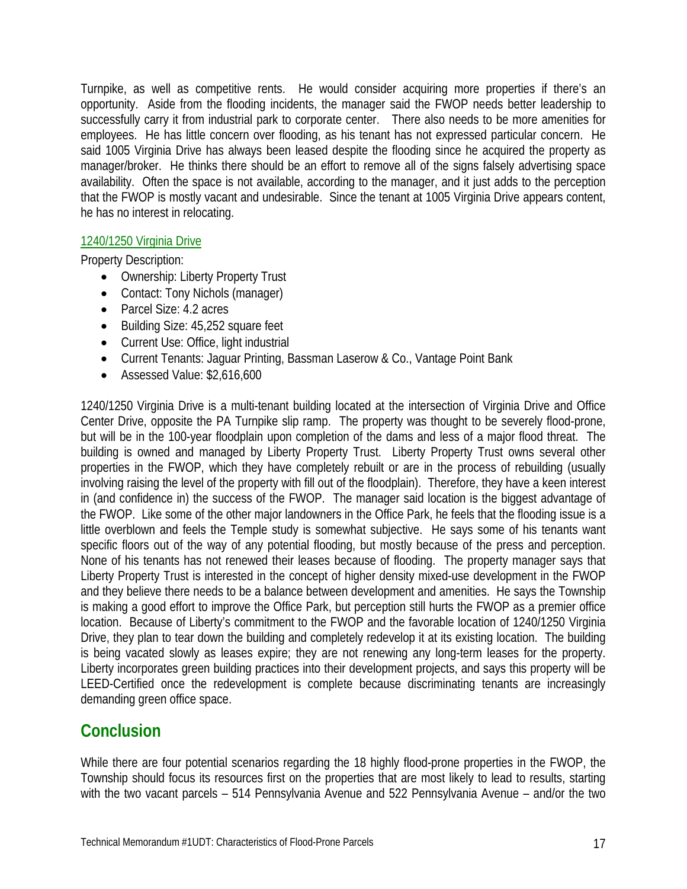Turnpike, as well as competitive rents. He would consider acquiring more properties if there's an opportunity. Aside from the flooding incidents, the manager said the FWOP needs better leadership to successfully carry it from industrial park to corporate center. There also needs to be more amenities for employees. He has little concern over flooding, as his tenant has not expressed particular concern. He said 1005 Virginia Drive has always been leased despite the flooding since he acquired the property as manager/broker. He thinks there should be an effort to remove all of the signs falsely advertising space availability. Often the space is not available, according to the manager, and it just adds to the perception that the FWOP is mostly vacant and undesirable. Since the tenant at 1005 Virginia Drive appears content, he has no interest in relocating.

1240/1250 Virginia Drive

Property Description:

- Ownership: Liberty Property Trust
- Contact: Tony Nichols (manager)
- Parcel Size: 4.2 acres
- Building Size: 45,252 square feet
- Current Use: Office, light industrial
- Current Tenants: Jaguar Printing, Bassman Laserow & Co., Vantage Point Bank
- Assessed Value: $2,616,600

1240/1250 Virginia Drive is a multi-tenant building located at the intersection of Virginia Drive and Office Center Drive, opposite the PA Turnpike slip ramp. The property was thought to be severely flood-prone, but will be in the 100-year floodplain upon completion of the dams and less of a major flood threat. The building is owned and managed by Liberty Property Trust. Liberty Property Trust owns several other properties in the FWOP, which they have completely rebuilt or are in the process of rebuilding (usually involving raising the level of the property with fill out of the floodplain). Therefore, they have a keen interest in (and confidence in) the success of the FWOP. The manager said location is the biggest advantage of the FWOP. Like some of the other major landowners in the Office Park, he feels that the flooding issue is a little overblown and feels the Temple study is somewhat subjective. He says some of his tenants want specific floors out of the way of any potential flooding, but mostly because of the press and perception. None of his tenants has not renewed their leases because of flooding. The property manager says that Liberty Property Trust is interested in the concept of higher density mixed-use development in the FWOP and they believe there needs to be a balance between development and amenities. He says the Township is making a good effort to improve the Office Park, but perception still hurts the FWOP as a premier office location. Because of Liberty's commitment to the FWOP and the favorable location of 1240/1250 Virginia Drive, they plan to tear down the building and completely redevelop it at its existing location. The building is being vacated slowly as leases expire; they are not renewing any long-term leases for the property. Liberty incorporates green building practices into their development projects, and says this property will be LEED-Certified once the redevelopment is complete because discriminating tenants are increasingly demanding green office space.

## Conclusion

While there are four potential scenarios regarding the 18 highly flood-prone properties in the FWOP, the Township should focus its resources first on the properties that are most likely to lead to results, starting with the two vacant parcels – 514 Pennsylvania Avenue and 522 Pennsylvania Avenue – and/or the two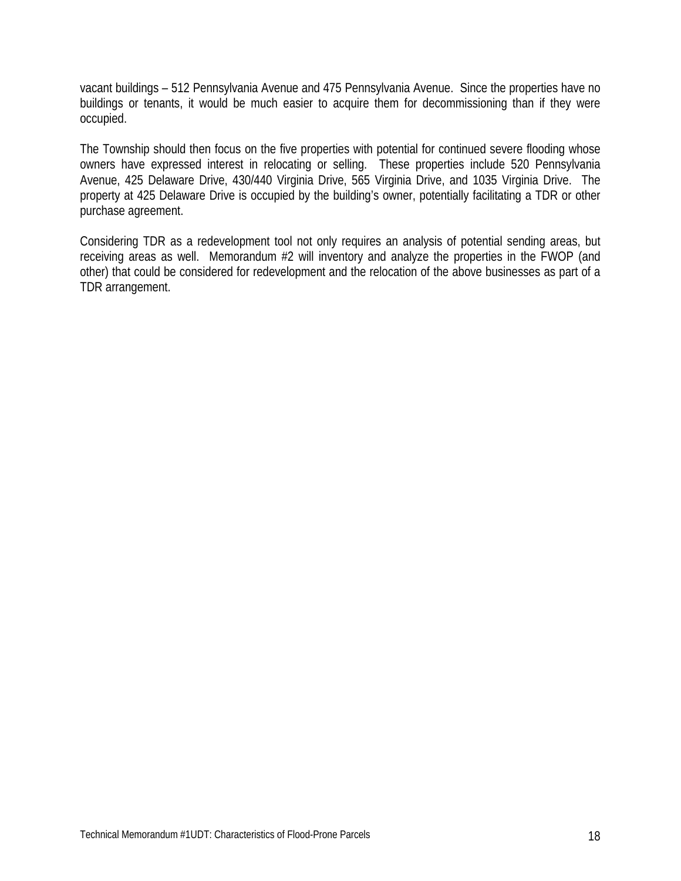vacant buildings – 512 Pennsylvania Avenue and 475 Pennsylvania Avenue. Since the properties have no buildings or tenants, it would be much easier to acquire them for decommissioning than if they were occupied.

The Township should then focus on the five properties with potential for continued severe flooding whose owners have expressed interest in relocating or selling. These properties include 520 Pennsylvania Avenue, 425 Delaware Drive, 430/440 Virginia Drive, 565 Virginia Drive, and 1035 Virginia Drive. The property at 425 Delaware Drive is occupied by the building's owner, potentially facilitating a TDR or other purchase agreement.

Considering TDR as a redevelopment tool not only requires an analysis of potential sending areas, but receiving areas as well. Memorandum #2 will inventory and analyze the properties in the FWOP (and other) that could be considered for redevelopment and the relocation of the above businesses as part of a TDR arrangement.